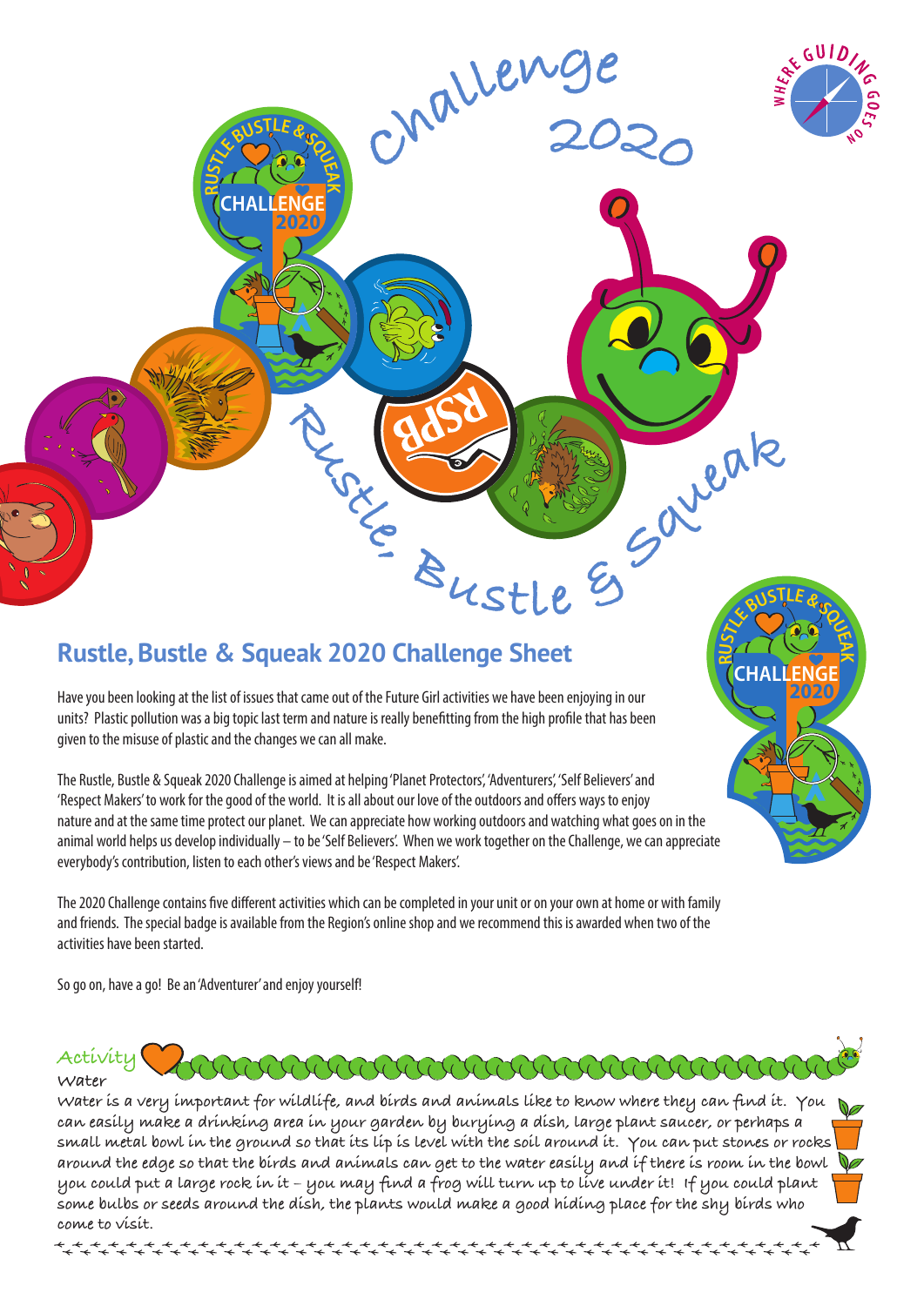Challenge 2020

Rustle, Bustle & Squeak

## Rustle, Bustle & Squeak 2020 Challenge Sheet

Have you been looking at the list of issues that came out of the Future Girl activities we have been enjoying in our units? Plastic pollution was a big topic last term and nature is really benefitting from the high profile that has been given to the misuse of plastic and the changes we can all make.

The Rustle, Bustle & Squeak 2020 Challenge is aimed at helping 'Planet Protectors', 'Adventurers', 'Self Believers' and 'Respect Makers' to work for the good of the world. It is all about our love of the outdoors and offers ways to enjoy nature and at the same time protect our planet. We can appreciate how working outdoors and watching what goes on in the animal world helps us develop individually – to be 'Self Believers'. When we work together on the Challenge, we can appreciate everybody's contribution, listen to each other's views and be 'Respect Makers'.

The 2020 Challenge contains five different activities which can be completed in your unit or on your own at home or with family and friends. The special badge is available from the Region's online shop and we recommend this is awarded when two of the activities have been started.

So go on, have a go! Be an 'Adventurer' and enjoy yourself!

### Activity

**Water**

Water is a very important for wildlife, and birds and animals like to know where they can find it. You can easily make a drinking area in your garden by burying a dish, large plant saucer, or perhaps a small metal bowl in the ground so that its lip is level with the soil around it. You can put stones or rocks around the edge so that the birds and animals can get to the water easily and if there is room in the bowl you could put a large rock in it – you may find a frog will turn up to live under it! If you could plant some bulbs or seeds around the dish, the plants would make a good hiding place for the shy birds who come to visit.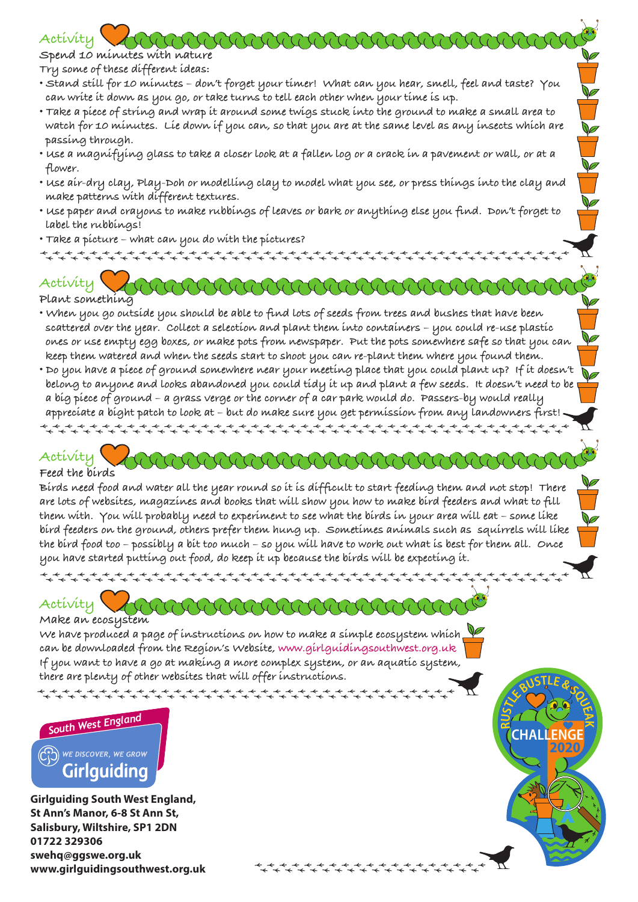## Activity

### Spend 10 minutes with nature

Try some of these different ideas:

- Stand still for 10 minutes – don't forget your timer! What can you hear, smell, feel and taste? You can write it down as you go, or take turns to tell each other when your time is up.
- Take a piece of string and wrap it around some twigs stuck into the ground to make a small area to watch for 10 minutes. Lie down if you can, so that you are at the same level as any insects which are passing through.
- Use a magnifying glass to take a closer look at a fallen log or a crack in a pavement or wall, or at a flower.
- Use air-dry clay, Play-Doh or modelling clay to model what you see, or press things into the clay and make patterns with different textures.
- Use paper and crayons to make rubbings of leaves or bark or anything else you find. Don't forget to label the rubbings!
- Take a picture – what can you do with the pictures?

## Activity

### Plant something

- When you go outside you should be able to find lots of seeds from trees and bushes that have been scattered over the year. Collect a selection and plant them into containers – you could re-use plastic ones or use empty egg boxes, or make pots from newspaper. Put the pots somewhere safe so that you can keep them watered and when the seeds start to shoot you can re-plant them where you found them.
- Do you have a piece of ground somewhere near your meeting place that you could plant up? If it doesn't belong to anyone and looks abandoned you could tidy it up and plant a few seeds. It doesn't need to be a big piece of ground – a grass verge or the corner of a car park would do. Passers-by would really appreciate a bight patch to look at – but do make sure you get permission from any landowners first!

## Activity

### Feed the birds

Birds need food and water all the year round so it is difficult to start feeding them and not stop! There are lots of websites, magazines and books that will show you how to make bird feeders and what to fill them with. You will probably need to experiment to see what the birds in your area will eat – some like bird feeders on the ground, others prefer them hung up. Sometimes animals such as squirrels will like the bird food too – possibly a bit too much – so you will have to work out what is best for them all. Once you have started putting out food, do keep it up because the birds will be expecting it.

## Activity

### Make an ecosystem

We have produced a page of instructions on how to make a simple ecosystem which can be downloaded from the Region's Website, www.girlguidingsouthwest.org.uk If you want to have a go at making a more complex system, or an aquatic system, there are plenty of other websites that will offer instructions.

South West England
WE DISCOVER, WE GROW
Girlguiding

**Girlguiding South West England,**
**St Ann's Manor, 6-8 St Ann St,**
**Salisbury, Wiltshire, SP1 2DN**
**01722 329306**
**swehq@ggswe.org.uk**
**www.girlguidingsouthwest.org.uk**

RUSTLE BUSTLE & SQUEAK
CHALLENGE 2020